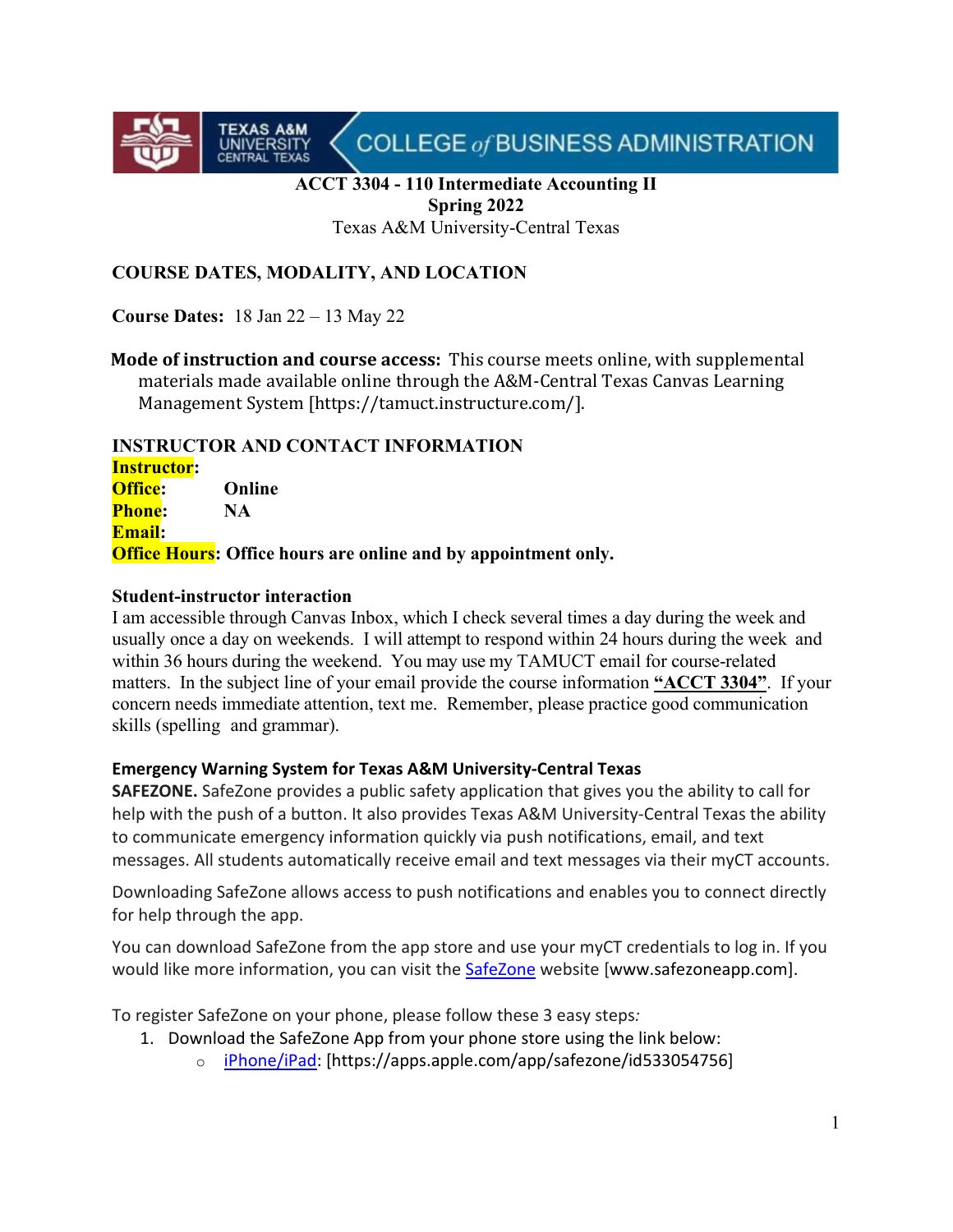TEXAS A&M UNIVERSITY CENTRAL TEXAS | COLLEGE of BUSINESS ADMINISTRATION

# ACCT 3304 - 110 Intermediate Accounting II
## Spring 2022
Texas A&M University-Central Texas

## COURSE DATES, MODALITY, AND LOCATION

**Course Dates:** 18 Jan 22 – 13 May 22

**Mode of instruction and course access:** This course meets online, with supplemental materials made available online through the A&M-Central Texas Canvas Learning Management System [https://tamuct.instructure.com/].

## INSTRUCTOR AND CONTACT INFORMATION

**Instructor:**
**Office:** **Online**
**Phone:** **NA**
**Email:**
**Office Hours: Office hours are online and by appointment only.**

### Student-instructor interaction

I am accessible through Canvas Inbox, which I check several times a day during the week and usually once a day on weekends. I will attempt to respond within 24 hours during the week and within 36 hours during the weekend. You may use my TAMUCT email for course-related matters. In the subject line of your email provide the course information **"ACCT 3304"**. If your concern needs immediate attention, text me. Remember, please practice good communication skills (spelling and grammar).

### Emergency Warning System for Texas A&M University-Central Texas

**SAFEZONE.** SafeZone provides a public safety application that gives you the ability to call for help with the push of a button. It also provides Texas A&M University-Central Texas the ability to communicate emergency information quickly via push notifications, email, and text messages. All students automatically receive email and text messages via their myCT accounts.

Downloading SafeZone allows access to push notifications and enables you to connect directly for help through the app.

You can download SafeZone from the app store and use your myCT credentials to log in. If you would like more information, you can visit the SafeZone website [www.safezoneapp.com].

To register SafeZone on your phone, please follow these 3 easy steps:

1. Download the SafeZone App from your phone store using the link below:
   - iPhone/iPad: [https://apps.apple.com/app/safezone/id533054756]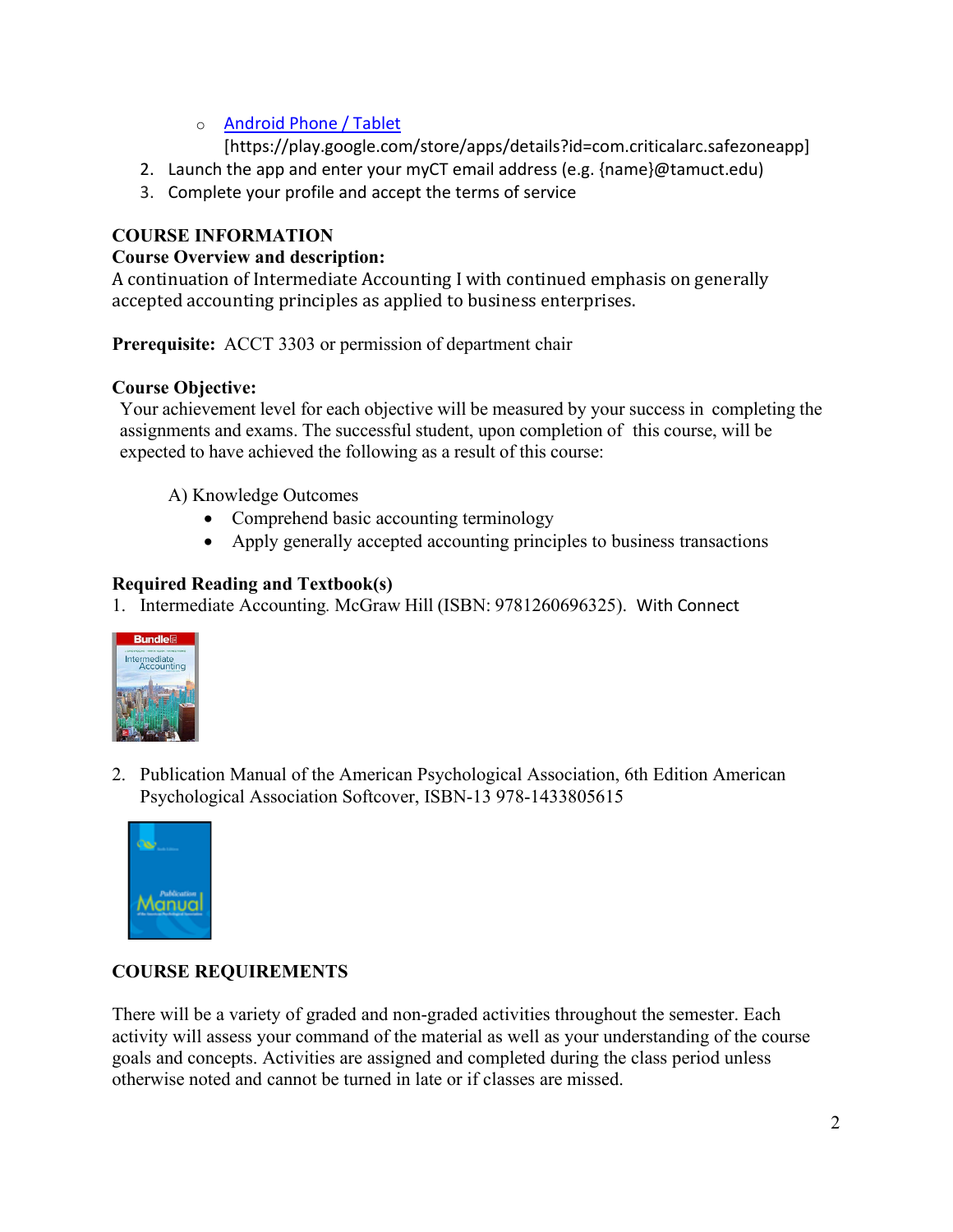- [Android Phone / Tablet](https://play.google.com/store/apps/details?id=com.criticalarc.safezoneapp)
  [https://play.google.com/store/apps/details?id=com.criticalarc.safezoneapp]

2. Launch the app and enter your myCT email address (e.g. {name}@tamuct.edu)
3. Complete your profile and accept the terms of service

## COURSE INFORMATION

### Course Overview and description:

A continuation of Intermediate Accounting I with continued emphasis on generally accepted accounting principles as applied to business enterprises.

**Prerequisite:** ACCT 3303 or permission of department chair

### Course Objective:

Your achievement level for each objective will be measured by your success in completing the assignments and exams. The successful student, upon completion of this course, will be expected to have achieved the following as a result of this course:

A) Knowledge Outcomes

- Comprehend basic accounting terminology
- Apply generally accepted accounting principles to business transactions

### Required Reading and Textbook(s)

1. Intermediate Accounting. McGraw Hill (ISBN: 9781260696325). With Connect

2. Publication Manual of the American Psychological Association, 6th Edition American Psychological Association Softcover, ISBN-13 978-1433805615

## COURSE REQUIREMENTS

There will be a variety of graded and non-graded activities throughout the semester. Each activity will assess your command of the material as well as your understanding of the course goals and concepts. Activities are assigned and completed during the class period unless otherwise noted and cannot be turned in late or if classes are missed.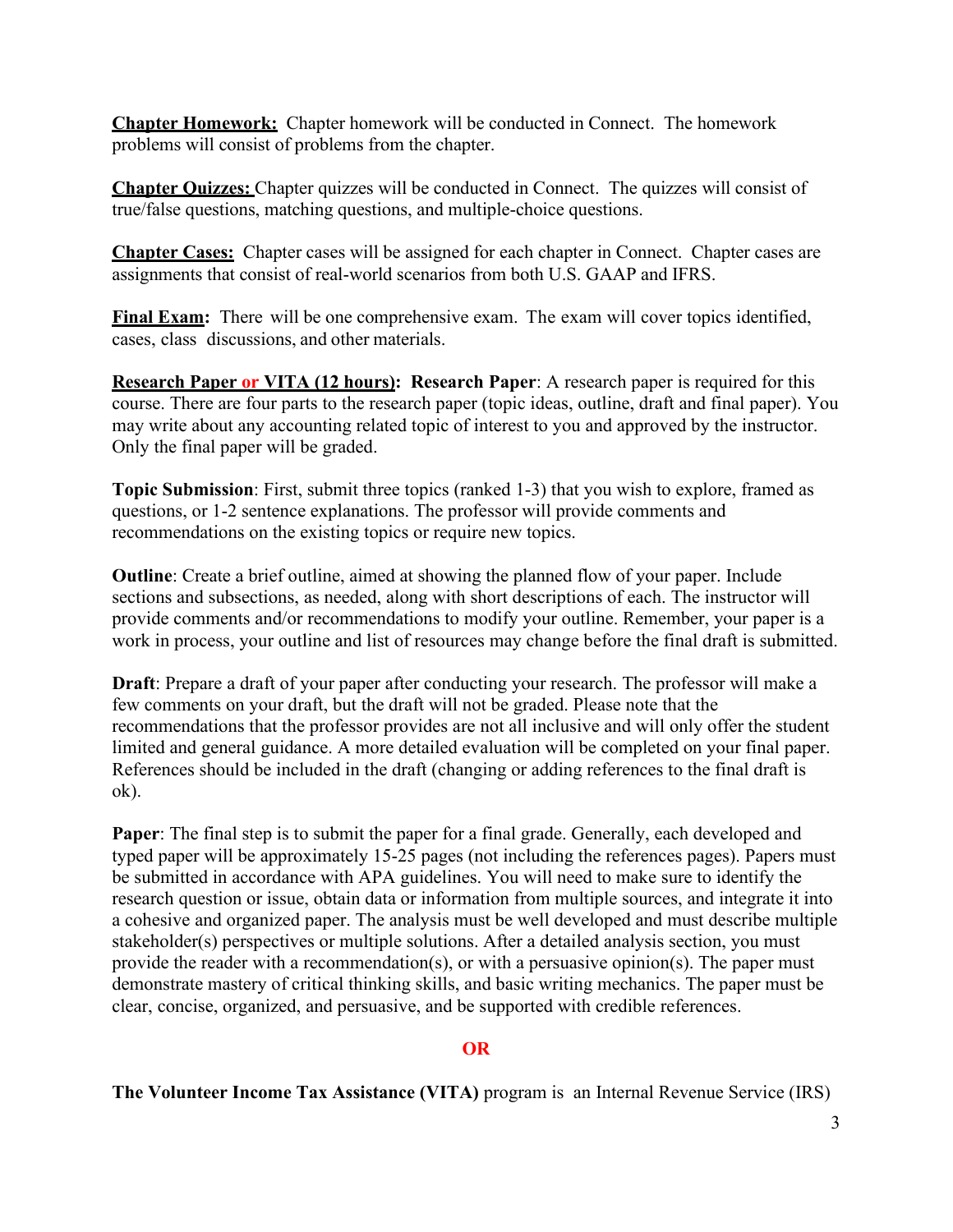**Chapter Homework:** Chapter homework will be conducted in Connect. The homework problems will consist of problems from the chapter.

**Chapter Quizzes:** Chapter quizzes will be conducted in Connect. The quizzes will consist of true/false questions, matching questions, and multiple-choice questions.

**Chapter Cases:** Chapter cases will be assigned for each chapter in Connect. Chapter cases are assignments that consist of real-world scenarios from both U.S. GAAP and IFRS.

**Final Exam:** There will be one comprehensive exam. The exam will cover topics identified, cases, class discussions, and other materials.

**Research Paper or VITA (12 hours): Research Paper**: A research paper is required for this course. There are four parts to the research paper (topic ideas, outline, draft and final paper). You may write about any accounting related topic of interest to you and approved by the instructor. Only the final paper will be graded.

**Topic Submission**: First, submit three topics (ranked 1-3) that you wish to explore, framed as questions, or 1-2 sentence explanations. The professor will provide comments and recommendations on the existing topics or require new topics.

**Outline**: Create a brief outline, aimed at showing the planned flow of your paper. Include sections and subsections, as needed, along with short descriptions of each. The instructor will provide comments and/or recommendations to modify your outline. Remember, your paper is a work in process, your outline and list of resources may change before the final draft is submitted.

**Draft**: Prepare a draft of your paper after conducting your research. The professor will make a few comments on your draft, but the draft will not be graded. Please note that the recommendations that the professor provides are not all inclusive and will only offer the student limited and general guidance. A more detailed evaluation will be completed on your final paper. References should be included in the draft (changing or adding references to the final draft is ok).

**Paper**: The final step is to submit the paper for a final grade. Generally, each developed and typed paper will be approximately 15-25 pages (not including the references pages). Papers must be submitted in accordance with APA guidelines. You will need to make sure to identify the research question or issue, obtain data or information from multiple sources, and integrate it into a cohesive and organized paper. The analysis must be well developed and must describe multiple stakeholder(s) perspectives or multiple solutions. After a detailed analysis section, you must provide the reader with a recommendation(s), or with a persuasive opinion(s). The paper must demonstrate mastery of critical thinking skills, and basic writing mechanics. The paper must be clear, concise, organized, and persuasive, and be supported with credible references.

**OR**

**The Volunteer Income Tax Assistance (VITA)** program is an Internal Revenue Service (IRS)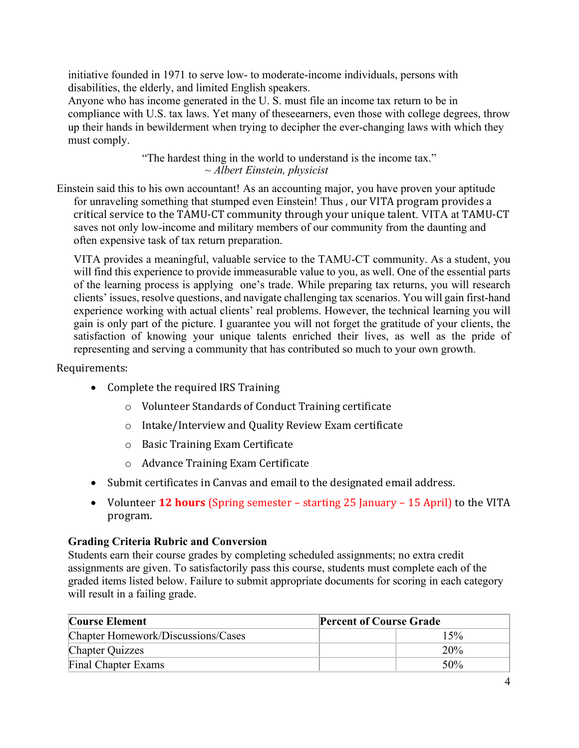initiative founded in 1971 to serve low- to moderate-income individuals, persons with disabilities, the elderly, and limited English speakers.

Anyone who has income generated in the U. S. must file an income tax return to be in compliance with U.S. tax laws. Yet many of theseearners, even those with college degrees, throw up their hands in bewilderment when trying to decipher the ever-changing laws with which they must comply.

> "The hardest thing in the world to understand is the income tax."
> *~ Albert Einstein, physicist*

Einstein said this to his own accountant! As an accounting major, you have proven your aptitude for unraveling something that stumped even Einstein! Thus , our VITA program provides a critical service to the TAMU-CT community through your unique talent. VITA at TAMU-CT saves not only low-income and military members of our community from the daunting and often expensive task of tax return preparation.

VITA provides a meaningful, valuable service to the TAMU-CT community. As a student, you will find this experience to provide immeasurable value to you, as well. One of the essential parts of the learning process is applying one's trade. While preparing tax returns, you will research clients' issues, resolve questions, and navigate challenging tax scenarios. You will gain first-hand experience working with actual clients' real problems. However, the technical learning you will gain is only part of the picture. I guarantee you will not forget the gratitude of your clients, the satisfaction of knowing your unique talents enriched their lives, as well as the pride of representing and serving a community that has contributed so much to your own growth.

Requirements:

- Complete the required IRS Training
  - Volunteer Standards of Conduct Training certificate
  - Intake/Interview and Quality Review Exam certificate
  - Basic Training Exam Certificate
  - Advance Training Exam Certificate
- Submit certificates in Canvas and email to the designated email address.
- Volunteer **12 hours** (Spring semester – starting 25 January – 15 April) to the VITA program.

### Grading Criteria Rubric and Conversion

Students earn their course grades by completing scheduled assignments; no extra credit assignments are given. To satisfactorily pass this course, students must complete each of the graded items listed below. Failure to submit appropriate documents for scoring in each category will result in a failing grade.

| **Course Element** | **Percent of Course Grade** | |
|---|---|---|
| Chapter Homework/Discussions/Cases | | 15% |
| Chapter Quizzes | | 20% |
| Final Chapter Exams | | 50% |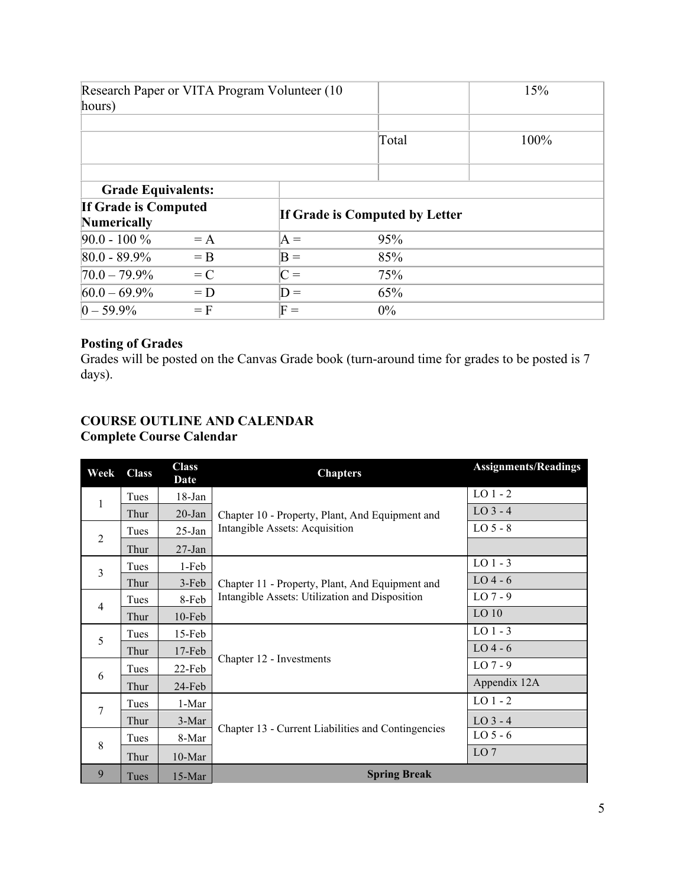| Research Paper or VITA Program Volunteer (10 hours) | | 15% |
|---|---|---|
| | | |
| | Total | 100% |
| | | |

| Grade Equivalents: | | | |
|---|---|---|---|
| **If Grade is Computed Numerically** | | **If Grade is Computed by Letter** | |
| 90.0 - 100 % | = A | A = | 95% |
| 80.0 - 89.9% | = B | B = | 85% |
| 70.0 – 79.9% | = C | C = | 75% |
| 60.0 – 69.9% | = D | D = | 65% |
| 0 – 59.9% | = F | F = | 0% |

**Posting of Grades**

Grades will be posted on the Canvas Grade book (turn-around time for grades to be posted is 7 days).

**COURSE OUTLINE AND CALENDAR**

**Complete Course Calendar**

| Week | Class | Class Date | Chapters | Assignments/Readings |
|---|---|---|---|---|
| 1 | Tues | 18-Jan | Chapter 10 - Property, Plant, And Equipment and Intangible Assets: Acquisition | LO 1 - 2 |
| | Thur | 20-Jan | | LO 3 - 4 |
| 2 | Tues | 25-Jan | | LO 5 - 8 |
| | Thur | 27-Jan | | |
| 3 | Tues | 1-Feb | Chapter 11 - Property, Plant, And Equipment and Intangible Assets: Utilization and Disposition | LO 1 - 3 |
| | Thur | 3-Feb | | LO 4 - 6 |
| 4 | Tues | 8-Feb | | LO 7 - 9 |
| | Thur | 10-Feb | | LO 10 |
| 5 | Tues | 15-Feb | Chapter 12 - Investments | LO 1 - 3 |
| | Thur | 17-Feb | | LO 4 - 6 |
| 6 | Tues | 22-Feb | | LO 7 - 9 |
| | Thur | 24-Feb | | Appendix 12A |
| 7 | Tues | 1-Mar | Chapter 13 - Current Liabilities and Contingencies | LO 1 - 2 |
| | Thur | 3-Mar | | LO 3 - 4 |
| 8 | Tues | 8-Mar | | LO 5 - 6 |
| | Thur | 10-Mar | | LO 7 |
| 9 | Tues | 15-Mar | **Spring Break** | |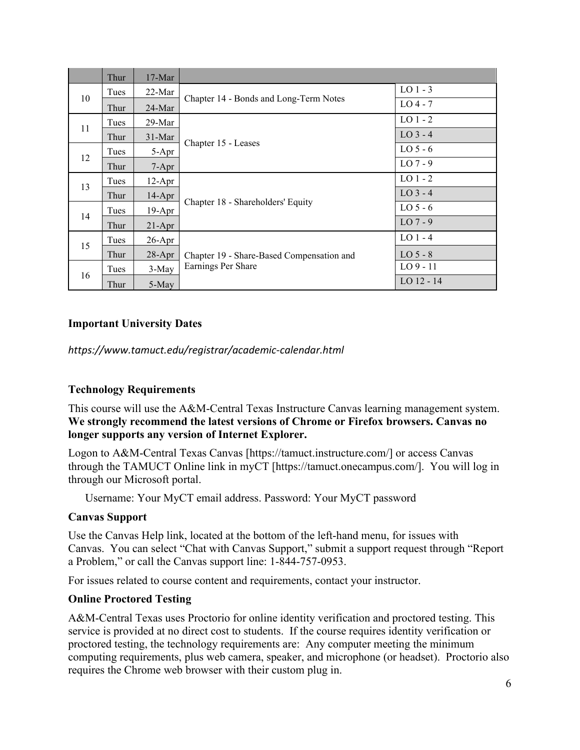|  | Thur | 17-Mar |  |  |
|---|---|---|---|---|
| 10 | Tues | 22-Mar | Chapter 14 - Bonds and Long-Term Notes | LO 1 - 3 |
|  | Thur | 24-Mar |  | LO 4 - 7 |
| 11 | Tues | 29-Mar | Chapter 15 - Leases | LO 1 - 2 |
|  | Thur | 31-Mar |  | LO 3 - 4 |
| 12 | Tues | 5-Apr |  | LO 5 - 6 |
|  | Thur | 7-Apr |  | LO 7 - 9 |
| 13 | Tues | 12-Apr | Chapter 18 - Shareholders' Equity | LO 1 - 2 |
|  | Thur | 14-Apr |  | LO 3 - 4 |
| 14 | Tues | 19-Apr |  | LO 5 - 6 |
|  | Thur | 21-Apr |  | LO 7 - 9 |
| 15 | Tues | 26-Apr | Chapter 19 - Share-Based Compensation and Earnings Per Share | LO 1 - 4 |
|  | Thur | 28-Apr |  | LO 5 - 8 |
| 16 | Tues | 3-May |  | LO 9 - 11 |
|  | Thur | 5-May |  | LO 12 - 14 |

**Important University Dates**

*https://www.tamuct.edu/registrar/academic-calendar.html*

**Technology Requirements**

This course will use the A&M-Central Texas Instructure Canvas learning management system. **We strongly recommend the latest versions of Chrome or Firefox browsers. Canvas no longer supports any version of Internet Explorer.**

Logon to A&M-Central Texas Canvas [https://tamuct.instructure.com/] or access Canvas through the TAMUCT Online link in myCT [https://tamuct.onecampus.com/]. You will log in through our Microsoft portal.

Username: Your MyCT email address. Password: Your MyCT password

**Canvas Support**

Use the Canvas Help link, located at the bottom of the left-hand menu, for issues with Canvas. You can select "Chat with Canvas Support," submit a support request through "Report a Problem," or call the Canvas support line: 1-844-757-0953.

For issues related to course content and requirements, contact your instructor.

**Online Proctored Testing**

A&M-Central Texas uses Proctorio for online identity verification and proctored testing. This service is provided at no direct cost to students. If the course requires identity verification or proctored testing, the technology requirements are: Any computer meeting the minimum computing requirements, plus web camera, speaker, and microphone (or headset). Proctorio also requires the Chrome web browser with their custom plug in.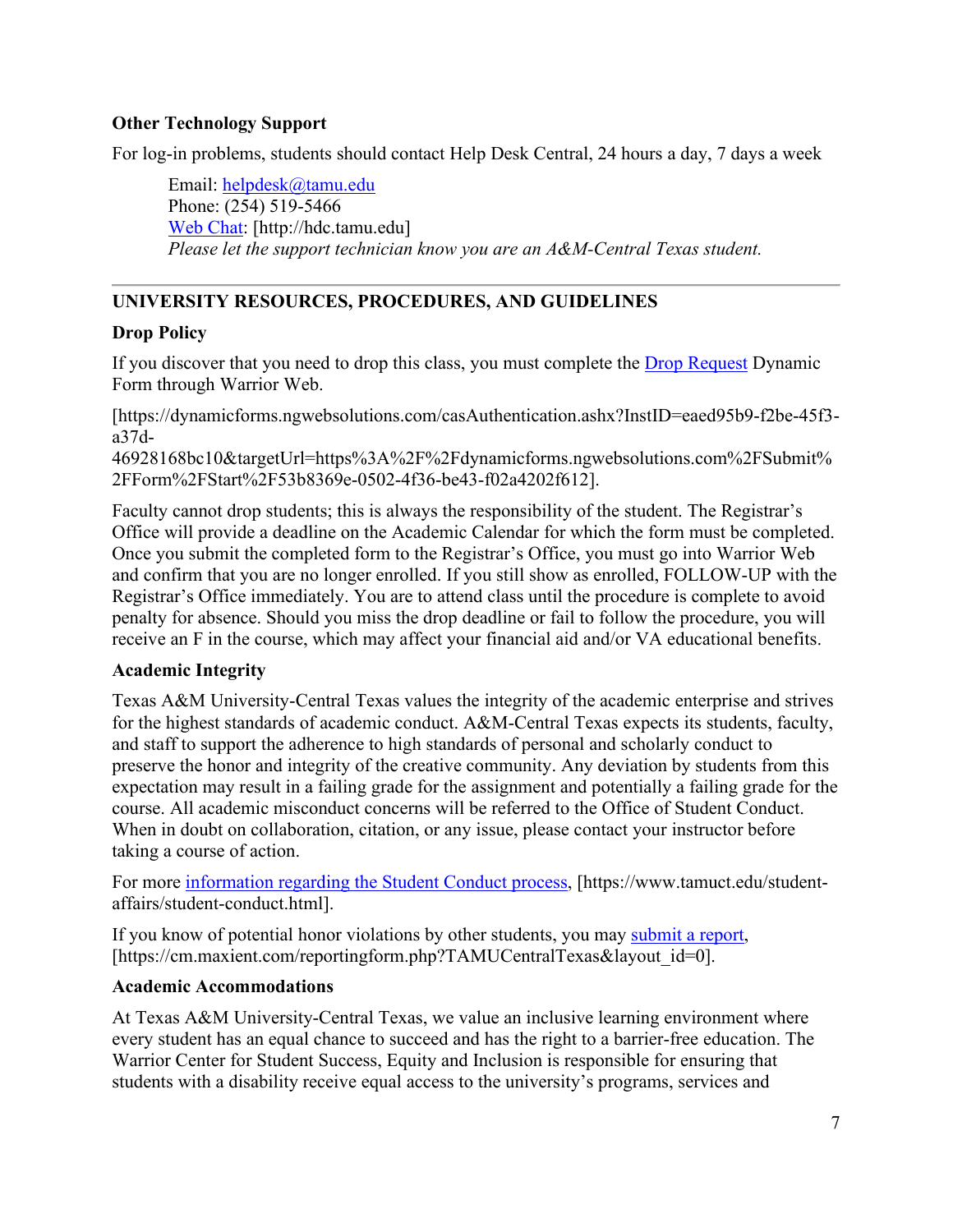**Other Technology Support**

For log-in problems, students should contact Help Desk Central, 24 hours a day, 7 days a week

> Email: helpdesk@tamu.edu
> Phone: (254) 519-5466
> Web Chat: [http://hdc.tamu.edu]
> *Please let the support technician know you are an A&M-Central Texas student.*

---

## UNIVERSITY RESOURCES, PROCEDURES, AND GUIDELINES

**Drop Policy**

If you discover that you need to drop this class, you must complete the Drop Request Dynamic Form through Warrior Web.

[https://dynamicforms.ngwebsolutions.com/casAuthentication.ashx?InstID=eaed95b9-f2be-45f3-a37d-46928168bc10&targetUrl=https%3A%2F%2Fdynamicforms.ngwebsolutions.com%2FSubmit%2FForm%2FStart%2F53b8369e-0502-4f36-be43-f02a4202f612].

Faculty cannot drop students; this is always the responsibility of the student. The Registrar's Office will provide a deadline on the Academic Calendar for which the form must be completed. Once you submit the completed form to the Registrar's Office, you must go into Warrior Web and confirm that you are no longer enrolled. If you still show as enrolled, FOLLOW-UP with the Registrar's Office immediately. You are to attend class until the procedure is complete to avoid penalty for absence. Should you miss the drop deadline or fail to follow the procedure, you will receive an F in the course, which may affect your financial aid and/or VA educational benefits.

**Academic Integrity**

Texas A&M University-Central Texas values the integrity of the academic enterprise and strives for the highest standards of academic conduct. A&M-Central Texas expects its students, faculty, and staff to support the adherence to high standards of personal and scholarly conduct to preserve the honor and integrity of the creative community. Any deviation by students from this expectation may result in a failing grade for the assignment and potentially a failing grade for the course. All academic misconduct concerns will be referred to the Office of Student Conduct. When in doubt on collaboration, citation, or any issue, please contact your instructor before taking a course of action.

For more information regarding the Student Conduct process, [https://www.tamuct.edu/student-affairs/student-conduct.html].

If you know of potential honor violations by other students, you may submit a report, [https://cm.maxient.com/reportingform.php?TAMUCentralTexas&layout_id=0].

**Academic Accommodations**

At Texas A&M University-Central Texas, we value an inclusive learning environment where every student has an equal chance to succeed and has the right to a barrier-free education. The Warrior Center for Student Success, Equity and Inclusion is responsible for ensuring that students with a disability receive equal access to the university's programs, services and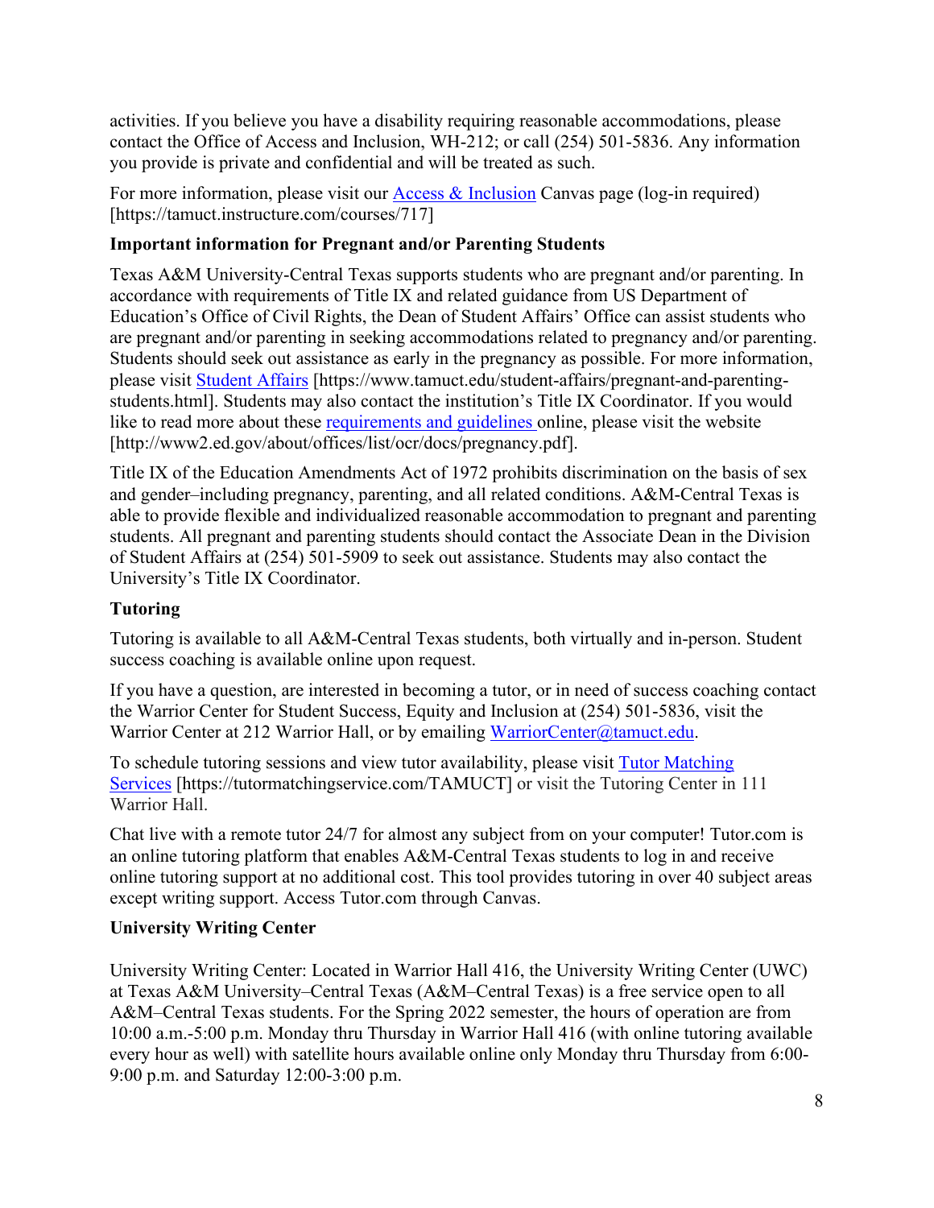activities. If you believe you have a disability requiring reasonable accommodations, please contact the Office of Access and Inclusion, WH-212; or call (254) 501-5836. Any information you provide is private and confidential and will be treated as such.

For more information, please visit our [Access & Inclusion](https://tamuct.instructure.com/courses/717) Canvas page (log-in required) [https://tamuct.instructure.com/courses/717]

**Important information for Pregnant and/or Parenting Students**

Texas A&M University-Central Texas supports students who are pregnant and/or parenting. In accordance with requirements of Title IX and related guidance from US Department of Education's Office of Civil Rights, the Dean of Student Affairs' Office can assist students who are pregnant and/or parenting in seeking accommodations related to pregnancy and/or parenting. Students should seek out assistance as early in the pregnancy as possible. For more information, please visit [Student Affairs](https://www.tamuct.edu/student-affairs/pregnant-and-parenting-students.html) [https://www.tamuct.edu/student-affairs/pregnant-and-parenting-students.html]. Students may also contact the institution's Title IX Coordinator. If you would like to read more about these [requirements and guidelines](http://www2.ed.gov/about/offices/list/ocr/docs/pregnancy.pdf) online, please visit the website [http://www2.ed.gov/about/offices/list/ocr/docs/pregnancy.pdf].

Title IX of the Education Amendments Act of 1972 prohibits discrimination on the basis of sex and gender–including pregnancy, parenting, and all related conditions. A&M-Central Texas is able to provide flexible and individualized reasonable accommodation to pregnant and parenting students. All pregnant and parenting students should contact the Associate Dean in the Division of Student Affairs at (254) 501-5909 to seek out assistance. Students may also contact the University's Title IX Coordinator.

**Tutoring**

Tutoring is available to all A&M-Central Texas students, both virtually and in-person. Student success coaching is available online upon request.

If you have a question, are interested in becoming a tutor, or in need of success coaching contact the Warrior Center for Student Success, Equity and Inclusion at (254) 501-5836, visit the Warrior Center at 212 Warrior Hall, or by emailing [WarriorCenter@tamuct.edu](mailto:WarriorCenter@tamuct.edu).

To schedule tutoring sessions and view tutor availability, please visit [Tutor Matching Services](https://tutormatchingservice.com/TAMUCT) [https://tutormatchingservice.com/TAMUCT] or visit the Tutoring Center in 111 Warrior Hall.

Chat live with a remote tutor 24/7 for almost any subject from on your computer! Tutor.com is an online tutoring platform that enables A&M-Central Texas students to log in and receive online tutoring support at no additional cost. This tool provides tutoring in over 40 subject areas except writing support. Access Tutor.com through Canvas.

**University Writing Center**

University Writing Center: Located in Warrior Hall 416, the University Writing Center (UWC) at Texas A&M University–Central Texas (A&M–Central Texas) is a free service open to all A&M–Central Texas students. For the Spring 2022 semester, the hours of operation are from 10:00 a.m.-5:00 p.m. Monday thru Thursday in Warrior Hall 416 (with online tutoring available every hour as well) with satellite hours available online only Monday thru Thursday from 6:00-9:00 p.m. and Saturday 12:00-3:00 p.m.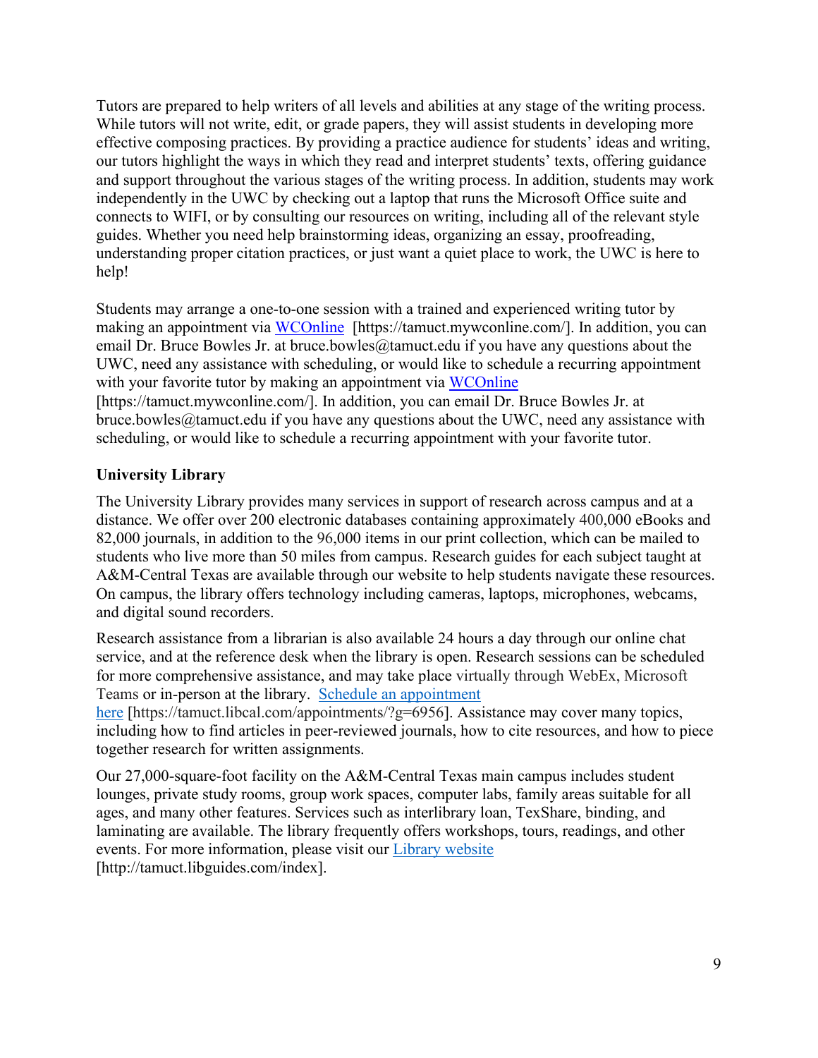Tutors are prepared to help writers of all levels and abilities at any stage of the writing process. While tutors will not write, edit, or grade papers, they will assist students in developing more effective composing practices. By providing a practice audience for students' ideas and writing, our tutors highlight the ways in which they read and interpret students' texts, offering guidance and support throughout the various stages of the writing process. In addition, students may work independently in the UWC by checking out a laptop that runs the Microsoft Office suite and connects to WIFI, or by consulting our resources on writing, including all of the relevant style guides. Whether you need help brainstorming ideas, organizing an essay, proofreading, understanding proper citation practices, or just want a quiet place to work, the UWC is here to help!

Students may arrange a one-to-one session with a trained and experienced writing tutor by making an appointment via WCOnline [https://tamuct.mywconline.com/]. In addition, you can email Dr. Bruce Bowles Jr. at bruce.bowles@tamuct.edu if you have any questions about the UWC, need any assistance with scheduling, or would like to schedule a recurring appointment with your favorite tutor by making an appointment via WCOnline [https://tamuct.mywconline.com/]. In addition, you can email Dr. Bruce Bowles Jr. at bruce.bowles@tamuct.edu if you have any questions about the UWC, need any assistance with scheduling, or would like to schedule a recurring appointment with your favorite tutor.

**University Library**

The University Library provides many services in support of research across campus and at a distance. We offer over 200 electronic databases containing approximately 400,000 eBooks and 82,000 journals, in addition to the 96,000 items in our print collection, which can be mailed to students who live more than 50 miles from campus. Research guides for each subject taught at A&M-Central Texas are available through our website to help students navigate these resources. On campus, the library offers technology including cameras, laptops, microphones, webcams, and digital sound recorders.

Research assistance from a librarian is also available 24 hours a day through our online chat service, and at the reference desk when the library is open. Research sessions can be scheduled for more comprehensive assistance, and may take place virtually through WebEx, Microsoft Teams or in-person at the library. Schedule an appointment here [https://tamuct.libcal.com/appointments/?g=6956]. Assistance may cover many topics, including how to find articles in peer-reviewed journals, how to cite resources, and how to piece together research for written assignments.

Our 27,000-square-foot facility on the A&M-Central Texas main campus includes student lounges, private study rooms, group work spaces, computer labs, family areas suitable for all ages, and many other features. Services such as interlibrary loan, TexShare, binding, and laminating are available. The library frequently offers workshops, tours, readings, and other events. For more information, please visit our Library website [http://tamuct.libguides.com/index].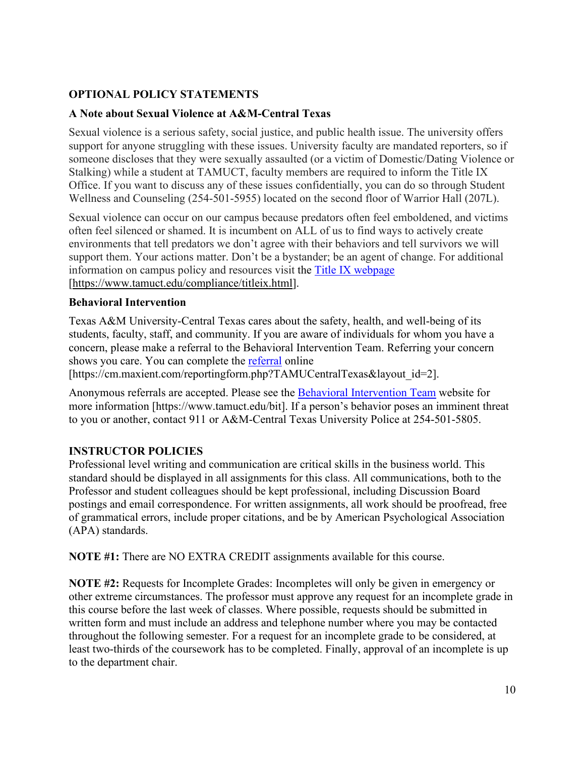## OPTIONAL POLICY STATEMENTS

### A Note about Sexual Violence at A&M-Central Texas

Sexual violence is a serious safety, social justice, and public health issue. The university offers support for anyone struggling with these issues. University faculty are mandated reporters, so if someone discloses that they were sexually assaulted (or a victim of Domestic/Dating Violence or Stalking) while a student at TAMUCT, faculty members are required to inform the Title IX Office. If you want to discuss any of these issues confidentially, you can do so through Student Wellness and Counseling (254-501-5955) located on the second floor of Warrior Hall (207L).

Sexual violence can occur on our campus because predators often feel emboldened, and victims often feel silenced or shamed. It is incumbent on ALL of us to find ways to actively create environments that tell predators we don't agree with their behaviors and tell survivors we will support them. Your actions matter. Don't be a bystander; be an agent of change. For additional information on campus policy and resources visit the Title IX webpage [https://www.tamuct.edu/compliance/titleix.html].

### Behavioral Intervention

Texas A&M University-Central Texas cares about the safety, health, and well-being of its students, faculty, staff, and community. If you are aware of individuals for whom you have a concern, please make a referral to the Behavioral Intervention Team. Referring your concern shows you care. You can complete the referral online [https://cm.maxient.com/reportingform.php?TAMUCentralTexas&layout_id=2].

Anonymous referrals are accepted. Please see the Behavioral Intervention Team website for more information [https://www.tamuct.edu/bit]. If a person's behavior poses an imminent threat to you or another, contact 911 or A&M-Central Texas University Police at 254-501-5805.

## INSTRUCTOR POLICIES

Professional level writing and communication are critical skills in the business world. This standard should be displayed in all assignments for this class. All communications, both to the Professor and student colleagues should be kept professional, including Discussion Board postings and email correspondence. For written assignments, all work should be proofread, free of grammatical errors, include proper citations, and be by American Psychological Association (APA) standards.

**NOTE #1:** There are NO EXTRA CREDIT assignments available for this course.

**NOTE #2:** Requests for Incomplete Grades: Incompletes will only be given in emergency or other extreme circumstances. The professor must approve any request for an incomplete grade in this course before the last week of classes. Where possible, requests should be submitted in written form and must include an address and telephone number where you may be contacted throughout the following semester. For a request for an incomplete grade to be considered, at least two-thirds of the coursework has to be completed. Finally, approval of an incomplete is up to the department chair.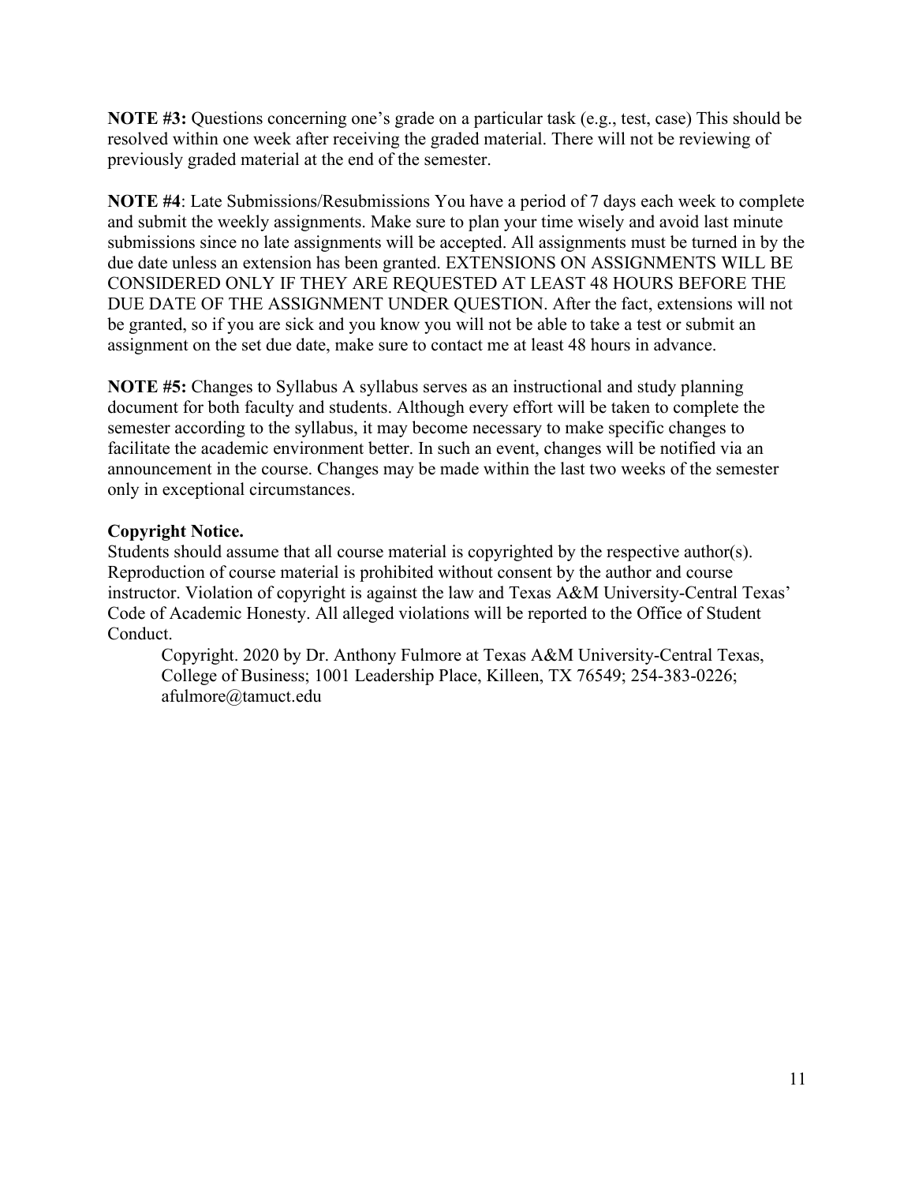**NOTE #3:** Questions concerning one's grade on a particular task (e.g., test, case) This should be resolved within one week after receiving the graded material. There will not be reviewing of previously graded material at the end of the semester.

**NOTE #4**: Late Submissions/Resubmissions You have a period of 7 days each week to complete and submit the weekly assignments. Make sure to plan your time wisely and avoid last minute submissions since no late assignments will be accepted. All assignments must be turned in by the due date unless an extension has been granted. EXTENSIONS ON ASSIGNMENTS WILL BE CONSIDERED ONLY IF THEY ARE REQUESTED AT LEAST 48 HOURS BEFORE THE DUE DATE OF THE ASSIGNMENT UNDER QUESTION. After the fact, extensions will not be granted, so if you are sick and you know you will not be able to take a test or submit an assignment on the set due date, make sure to contact me at least 48 hours in advance.

**NOTE #5:** Changes to Syllabus A syllabus serves as an instructional and study planning document for both faculty and students. Although every effort will be taken to complete the semester according to the syllabus, it may become necessary to make specific changes to facilitate the academic environment better. In such an event, changes will be notified via an announcement in the course. Changes may be made within the last two weeks of the semester only in exceptional circumstances.

**Copyright Notice.**

Students should assume that all course material is copyrighted by the respective author(s). Reproduction of course material is prohibited without consent by the author and course instructor. Violation of copyright is against the law and Texas A&M University-Central Texas' Code of Academic Honesty. All alleged violations will be reported to the Office of Student Conduct.

> Copyright. 2020 by Dr. Anthony Fulmore at Texas A&M University-Central Texas, College of Business; 1001 Leadership Place, Killeen, TX 76549; 254-383-0226; afulmore@tamuct.edu